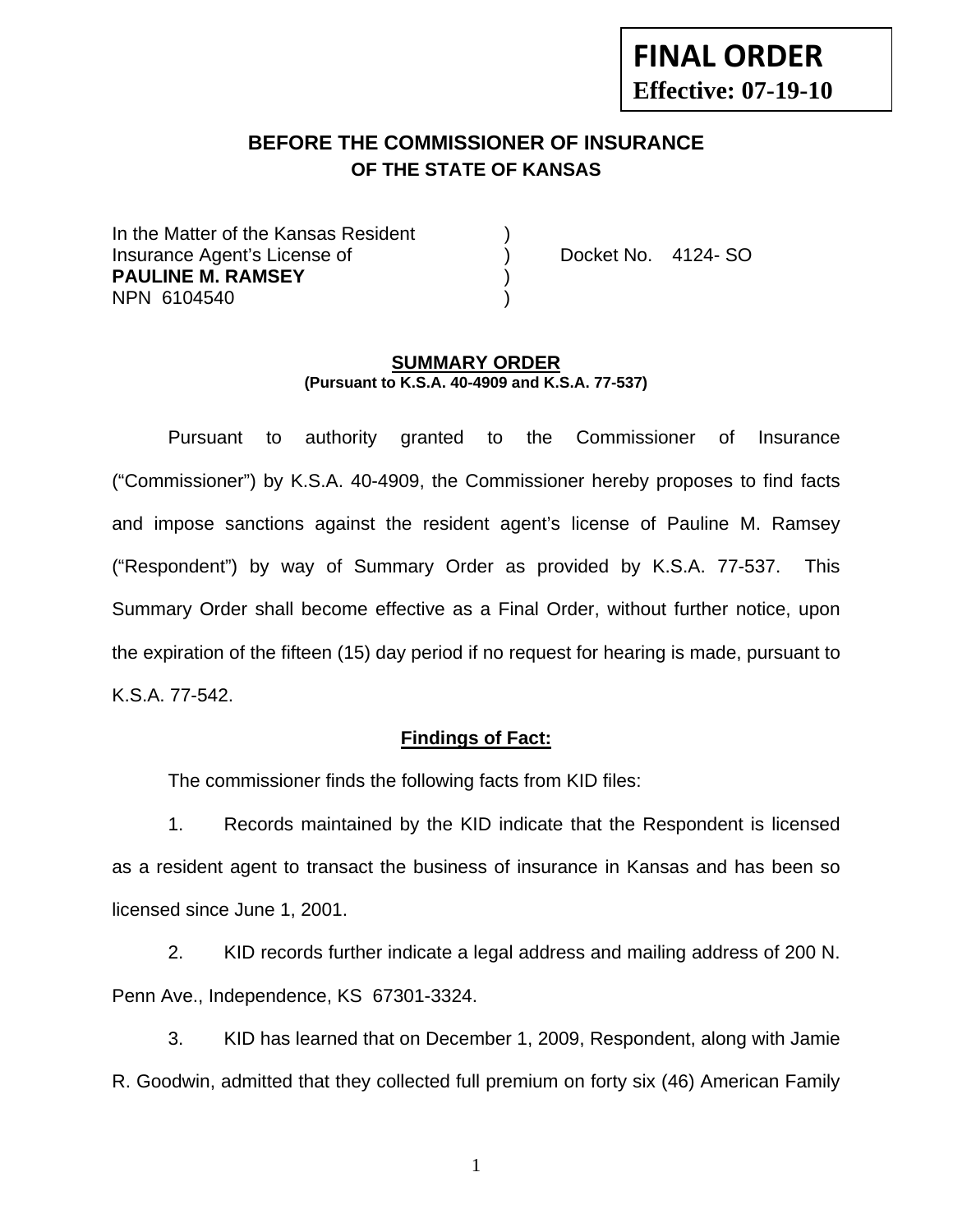**FINAL ORDER**
**Effective: 07-19-10**

## BEFORE THE COMMISSIONER OF INSURANCE
### OF THE STATE OF KANSAS

In the Matter of the Kansas Resident )
Insurance Agent's License of ) Docket No. 4124- SO
**PAULINE M. RAMSEY** )
NPN 6104540 )

### SUMMARY ORDER
**(Pursuant to K.S.A. 40-4909 and K.S.A. 77-537)**

Pursuant to authority granted to the Commissioner of Insurance ("Commissioner") by K.S.A. 40-4909, the Commissioner hereby proposes to find facts and impose sanctions against the resident agent's license of Pauline M. Ramsey ("Respondent") by way of Summary Order as provided by K.S.A. 77-537. This Summary Order shall become effective as a Final Order, without further notice, upon the expiration of the fifteen (15) day period if no request for hearing is made, pursuant to K.S.A. 77-542.

**Findings of Fact:**

The commissioner finds the following facts from KID files:

1. Records maintained by the KID indicate that the Respondent is licensed as a resident agent to transact the business of insurance in Kansas and has been so licensed since June 1, 2001.

2. KID records further indicate a legal address and mailing address of 200 N. Penn Ave., Independence, KS 67301-3324.

3. KID has learned that on December 1, 2009, Respondent, along with Jamie R. Goodwin, admitted that they collected full premium on forty six (46) American Family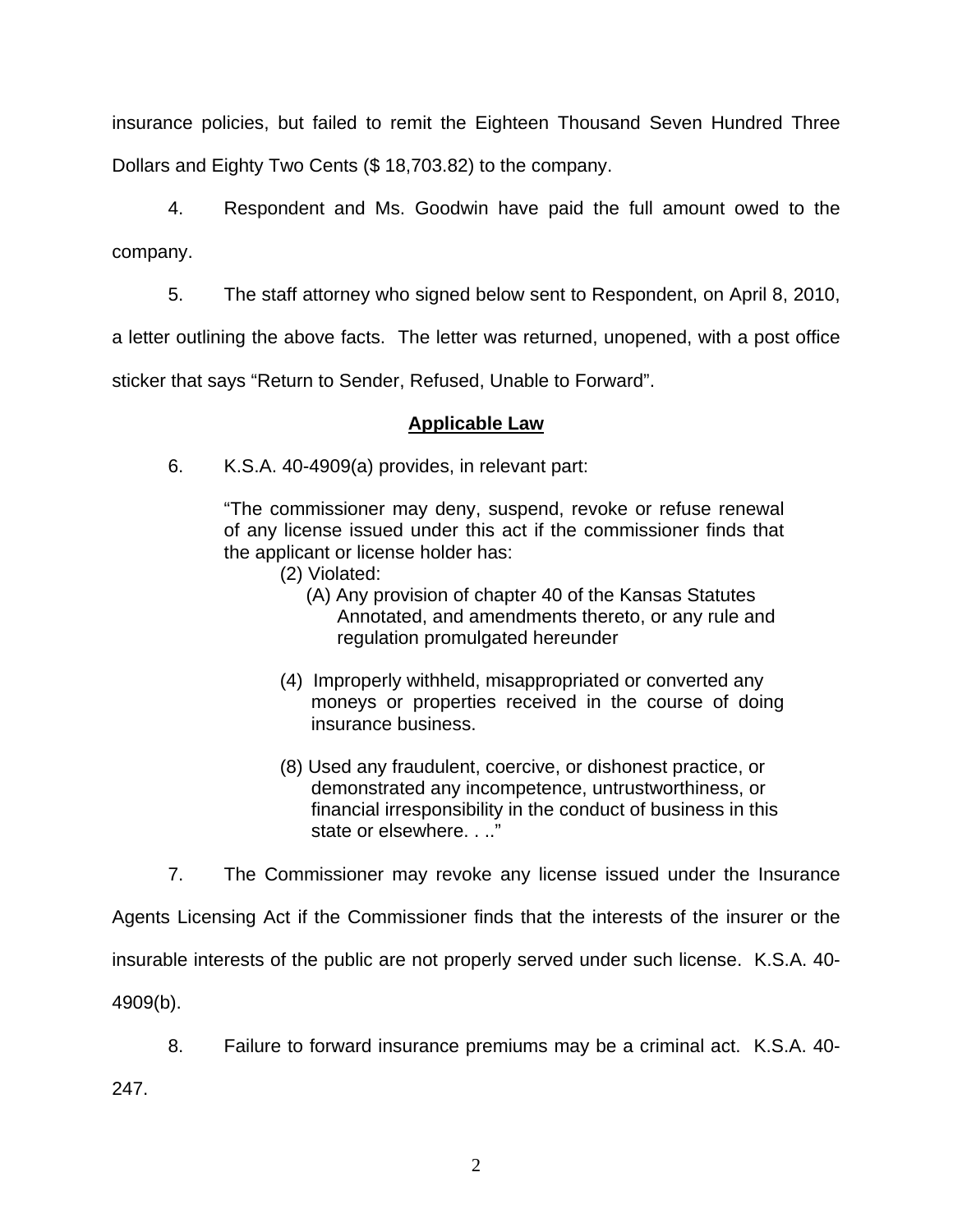insurance policies, but failed to remit the Eighteen Thousand Seven Hundred Three Dollars and Eighty Two Cents ($ 18,703.82) to the company.

4. Respondent and Ms. Goodwin have paid the full amount owed to the company.

5. The staff attorney who signed below sent to Respondent, on April 8, 2010, a letter outlining the above facts. The letter was returned, unopened, with a post office sticker that says "Return to Sender, Refused, Unable to Forward".

## Applicable Law

6. K.S.A. 40-4909(a) provides, in relevant part:

> "The commissioner may deny, suspend, revoke or refuse renewal of any license issued under this act if the commissioner finds that the applicant or license holder has:
>
> (2) Violated:
>
> (A) Any provision of chapter 40 of the Kansas Statutes Annotated, and amendments thereto, or any rule and regulation promulgated hereunder
>
> (4) Improperly withheld, misappropriated or converted any moneys or properties received in the course of doing insurance business.
>
> (8) Used any fraudulent, coercive, or dishonest practice, or demonstrated any incompetence, untrustworthiness, or financial irresponsibility in the conduct of business in this state or elsewhere. . .."

7. The Commissioner may revoke any license issued under the Insurance Agents Licensing Act if the Commissioner finds that the interests of the insurer or the insurable interests of the public are not properly served under such license. K.S.A. 40-4909(b).

8. Failure to forward insurance premiums may be a criminal act. K.S.A. 40-247.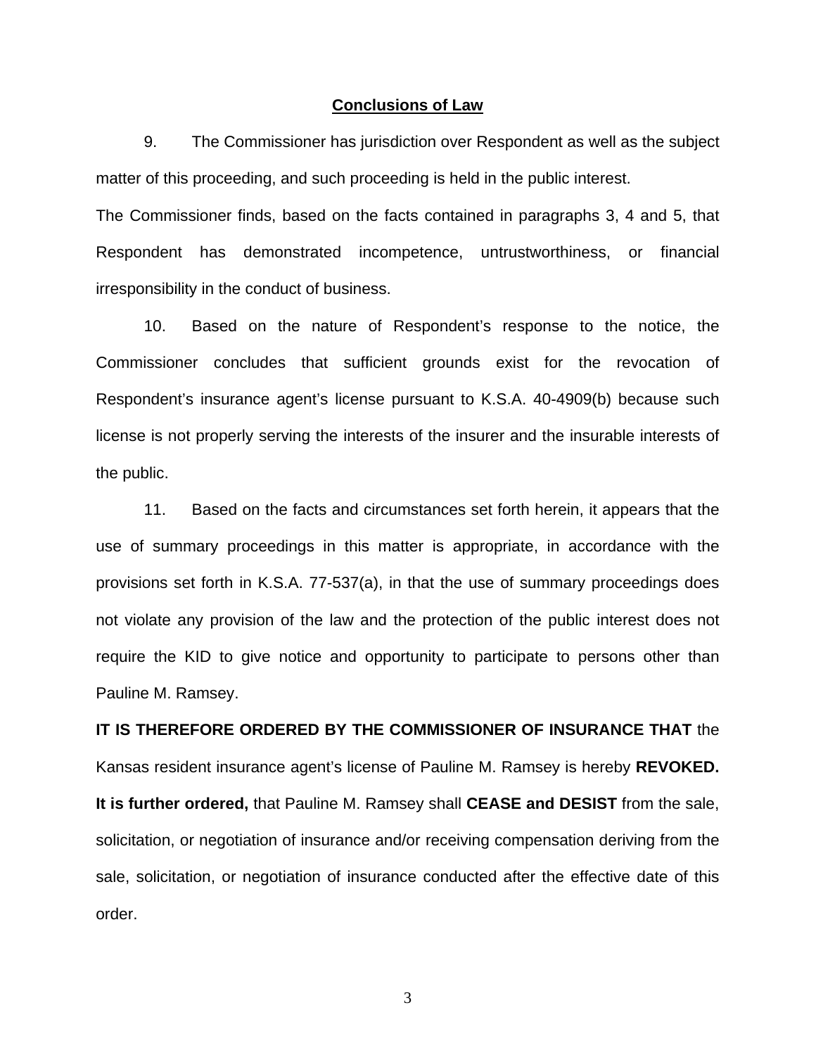## Conclusions of Law

9. The Commissioner has jurisdiction over Respondent as well as the subject matter of this proceeding, and such proceeding is held in the public interest.

The Commissioner finds, based on the facts contained in paragraphs 3, 4 and 5, that Respondent has demonstrated incompetence, untrustworthiness, or financial irresponsibility in the conduct of business.

10. Based on the nature of Respondent's response to the notice, the Commissioner concludes that sufficient grounds exist for the revocation of Respondent's insurance agent's license pursuant to K.S.A. 40-4909(b) because such license is not properly serving the interests of the insurer and the insurable interests of the public.

11. Based on the facts and circumstances set forth herein, it appears that the use of summary proceedings in this matter is appropriate, in accordance with the provisions set forth in K.S.A. 77-537(a), in that the use of summary proceedings does not violate any provision of the law and the protection of the public interest does not require the KID to give notice and opportunity to participate to persons other than Pauline M. Ramsey.

**IT IS THEREFORE ORDERED BY THE COMMISSIONER OF INSURANCE THAT** the Kansas resident insurance agent's license of Pauline M. Ramsey is hereby **REVOKED. It is further ordered,** that Pauline M. Ramsey shall **CEASE and DESIST** from the sale, solicitation, or negotiation of insurance and/or receiving compensation deriving from the sale, solicitation, or negotiation of insurance conducted after the effective date of this order.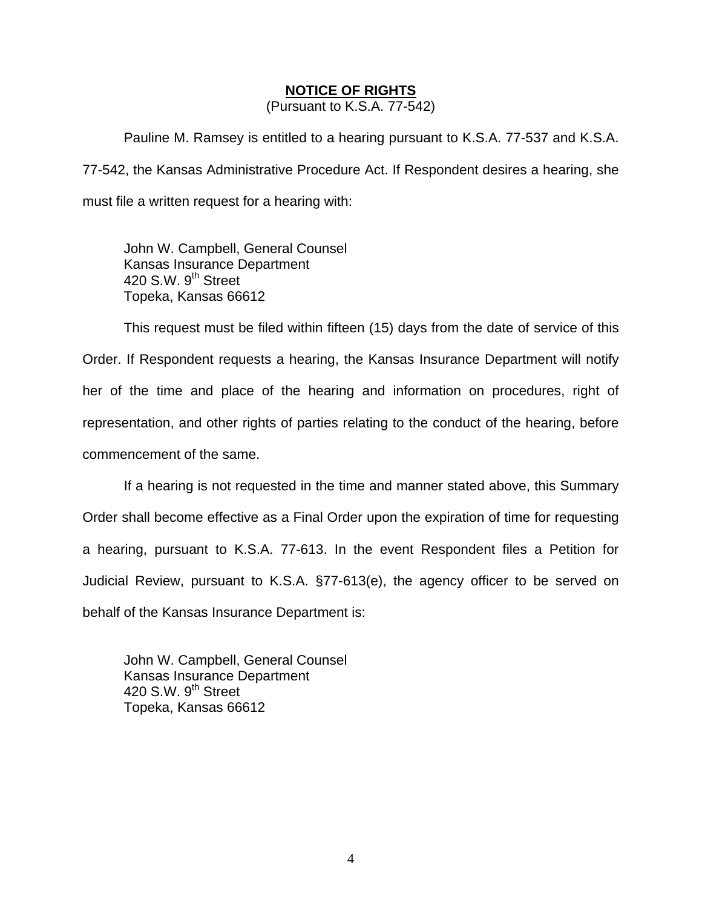## **NOTICE OF RIGHTS**

(Pursuant to K.S.A. 77-542)

Pauline M. Ramsey is entitled to a hearing pursuant to K.S.A. 77-537 and K.S.A. 77-542, the Kansas Administrative Procedure Act. If Respondent desires a hearing, she must file a written request for a hearing with:

John W. Campbell, General Counsel
Kansas Insurance Department
420 S.W. 9th Street
Topeka, Kansas 66612

This request must be filed within fifteen (15) days from the date of service of this Order. If Respondent requests a hearing, the Kansas Insurance Department will notify her of the time and place of the hearing and information on procedures, right of representation, and other rights of parties relating to the conduct of the hearing, before commencement of the same.

If a hearing is not requested in the time and manner stated above, this Summary Order shall become effective as a Final Order upon the expiration of time for requesting a hearing, pursuant to K.S.A. 77-613. In the event Respondent files a Petition for Judicial Review, pursuant to K.S.A. §77-613(e), the agency officer to be served on behalf of the Kansas Insurance Department is:

John W. Campbell, General Counsel
Kansas Insurance Department
420 S.W. 9th Street
Topeka, Kansas 66612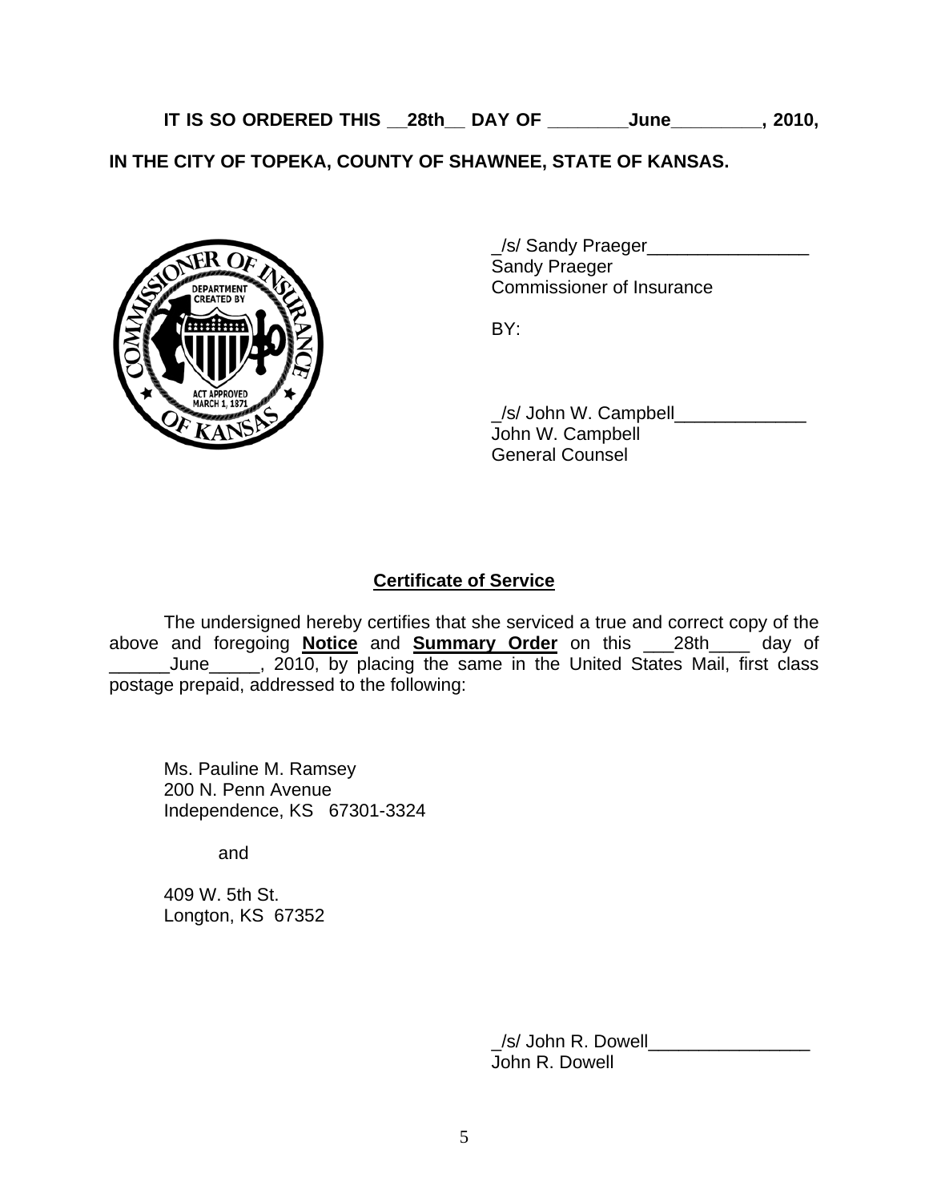**IT IS SO ORDERED THIS __28th__ DAY OF ________June_________, 2010,**

**IN THE CITY OF TOPEKA, COUNTY OF SHAWNEE, STATE OF KANSAS.**

_/s/ Sandy Praeger________________
Sandy Praeger
Commissioner of Insurance

BY:

_/s/ John W. Campbell_____________
John W. Campbell
General Counsel

## **Certificate of Service**

The undersigned hereby certifies that she serviced a true and correct copy of the above and foregoing **Notice** and **Summary Order** on this ___28th____ day of ______June_____, 2010, by placing the same in the United States Mail, first class postage prepaid, addressed to the following:

Ms. Pauline M. Ramsey
200 N. Penn Avenue
Independence, KS 67301-3324

and

409 W. 5th St.
Longton, KS 67352

_/s/ John R. Dowell________________
John R. Dowell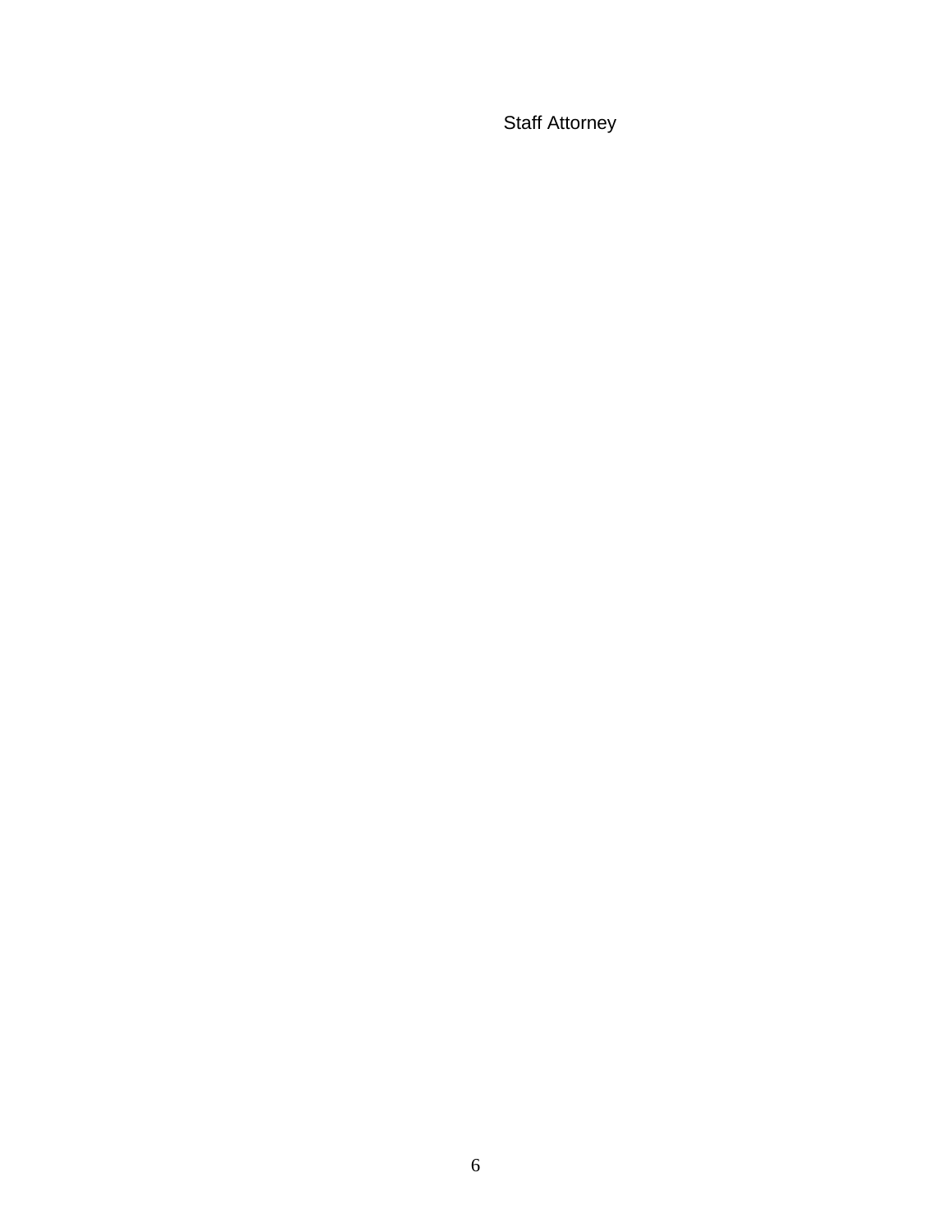Staff Attorney